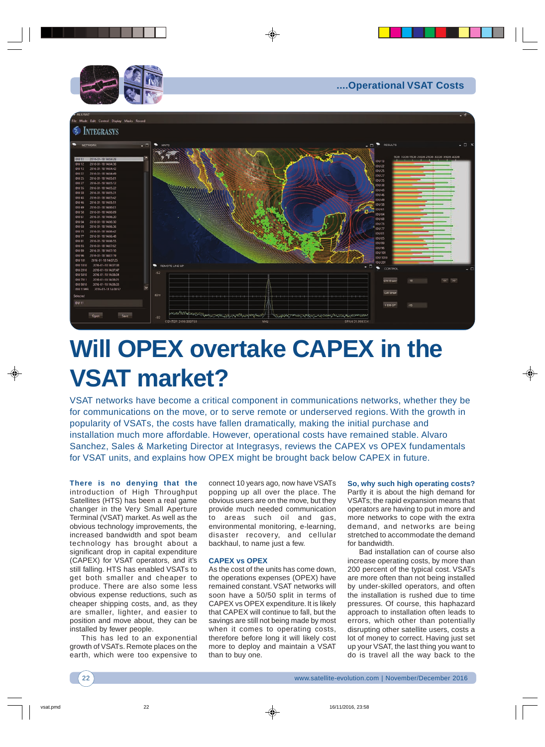# Will OPEX overtake CAPEX in the VSAT market?

VSAT networks have become a critical component in communications networks, whether they be for communications on the move, or to serve remote or underserved regions. With the growth in popularity of VSATs, the costs have fallen dramatically, making the initial purchase and installation much more affordable. However, operational costs have remained stable. Alvaro Sanchez, Sales & Marketing Director at Integrasys, reviews the CAPEX vs OPEX fundamentals for VSAT units, and explains how OPEX might be brought back below CAPEX in future.

**There is no denying that the** introduction of High Throughput Satellites (HTS) has been a real game changer in the Very Small Aperture Terminal (VSAT) market. As well as the obvious technology improvements, the increased bandwidth and spot beam technology has brought about a significant drop in capital expenditure (CAPEX) for VSAT operators, and it's still falling. HTS has enabled VSATs to get both smaller and cheaper to produce. There are also some less obvious expense reductions, such as cheaper shipping costs, and, as they are smaller, lighter, and easier to position and move about, they can be installed by fewer people.

This has led to an exponential growth of VSATs. Remote places on the earth, which were too expensive to connect 10 years ago, now have VSATs popping up all over the place. The obvious users are on the move, but they provide much needed communication to areas such oil and gas, environmental monitoring, e-learning, disaster recovery, and cellular backhaul, to name just a few.

## CAPEX vs OPEX

As the cost of the units has come down, the operations expenses (OPEX) have remained constant. VSAT networks will soon have a 50/50 split in terms of CAPEX vs OPEX expenditure. It is likely that CAPEX will continue to fall, but the savings are still not being made by most when it comes to operating costs, therefore before long it will likely cost more to deploy and maintain a VSAT than to buy one.

## So, why such high operating costs?

Partly it is about the high demand for VSATs; the rapid expansion means that operators are having to put in more and more networks to cope with the extra demand, and networks are being stretched to accommodate the demand for bandwidth.

Bad installation can of course also increase operating costs, by more than 200 percent of the typical cost. VSATs are more often than not being installed by under-skilled operators, and often the installation is rushed due to time pressures. Of course, this haphazard approach to installation often leads to errors, which other than potentially disrupting other satellite users, costs a lot of money to correct. Having just set up your VSAT, the last thing you want to do is travel all the way back to the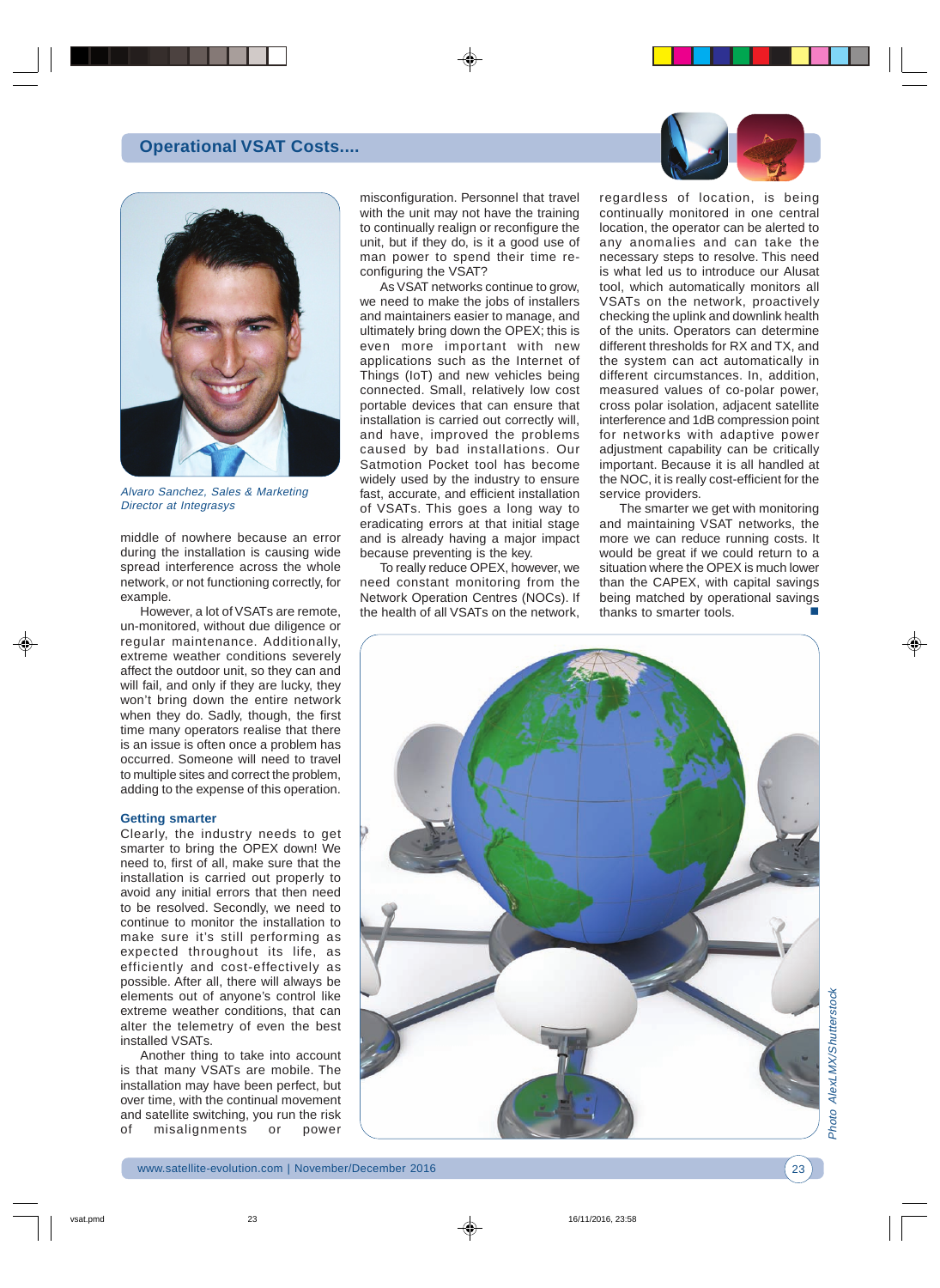## Operational VSAT Costs....

*Alvaro Sanchez, Sales & Marketing Director at Integrasys*

middle of nowhere because an error during the installation is causing wide spread interference across the whole network, or not functioning correctly, for example.

However, a lot of VSATs are remote, un-monitored, without due diligence or regular maintenance. Additionally, extreme weather conditions severely affect the outdoor unit, so they can and will fail, and only if they are lucky, they won't bring down the entire network when they do. Sadly, though, the first time many operators realise that there is an issue is often once a problem has occurred. Someone will need to travel to multiple sites and correct the problem, adding to the expense of this operation.

### Getting smarter

Clearly, the industry needs to get smarter to bring the OPEX down! We need to, first of all, make sure that the installation is carried out properly to avoid any initial errors that then need to be resolved. Secondly, we need to continue to monitor the installation to make sure it's still performing as expected throughout its life, as efficiently and cost-effectively as possible. After all, there will always be elements out of anyone's control like extreme weather conditions, that can alter the telemetry of even the best installed VSATs.

Another thing to take into account is that many VSATs are mobile. The installation may have been perfect, but over time, with the continual movement and satellite switching, you run the risk of misalignments or power misconfiguration. Personnel that travel with the unit may not have the training to continually realign or reconfigure the unit, but if they do, is it a good use of man power to spend their time re-configuring the VSAT?

As VSAT networks continue to grow, we need to make the jobs of installers and maintainers easier to manage, and ultimately bring down the OPEX; this is even more important with new applications such as the Internet of Things (IoT) and new vehicles being connected. Small, relatively low cost portable devices that can ensure that installation is carried out correctly will, and have, improved the problems caused by bad installations. Our Satmotion Pocket tool has become widely used by the industry to ensure fast, accurate, and efficient installation of VSATs. This goes a long way to eradicating errors at that initial stage and is already having a major impact because preventing is the key.

To really reduce OPEX, however, we need constant monitoring from the Network Operation Centres (NOCs). If the health of all VSATs on the network, regardless of location, is being continually monitored in one central location, the operator can be alerted to any anomalies and can take the necessary steps to resolve. This need is what led us to introduce our Alusat tool, which automatically monitors all VSATs on the network, proactively checking the uplink and downlink health of the units. Operators can determine different thresholds for RX and TX, and the system can act automatically in different circumstances. In, addition, measured values of co-polar power, cross polar isolation, adjacent satellite interference and 1dB compression point for networks with adaptive power adjustment capability can be critically important. Because it is all handled at the NOC, it is really cost-efficient for the service providers.

The smarter we get with monitoring and maintaining VSAT networks, the more we can reduce running costs. It would be great if we could return to a situation where the OPEX is much lower than the CAPEX, with capital savings being matched by operational savings thanks to smarter tools.

*Photo AlexLMX/Shutterstock*